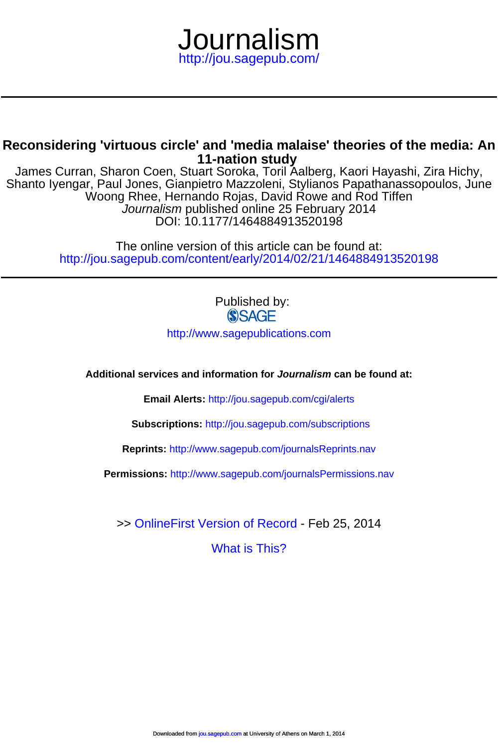# Journalism

http://jou.sagepub.com/

## Reconsidering 'virtuous circle' and 'media malaise' theories of the media: An 11-nation study

James Curran, Sharon Coen, Stuart Soroka, Toril Aalberg, Kaori Hayashi, Zira Hichy, Shanto Iyengar, Paul Jones, Gianpietro Mazzoleni, Stylianos Papathanassopoulos, June Woong Rhee, Hernando Rojas, David Rowe and Rod Tiffen

*Journalism* published online 25 February 2014

DOI: 10.1177/1464884913520198

The online version of this article can be found at:

http://jou.sagepub.com/content/early/2014/02/21/1464884913520198

Published by:

SAGE

http://www.sagepublications.com

**Additional services and information for *Journalism* can be found at:**

**Email Alerts:** http://jou.sagepub.com/cgi/alerts

**Subscriptions:** http://jou.sagepub.com/subscriptions

**Reprints:** http://www.sagepub.com/journalsReprints.nav

**Permissions:** http://www.sagepub.com/journalsPermissions.nav

>> OnlineFirst Version of Record - Feb 25, 2014

What is This?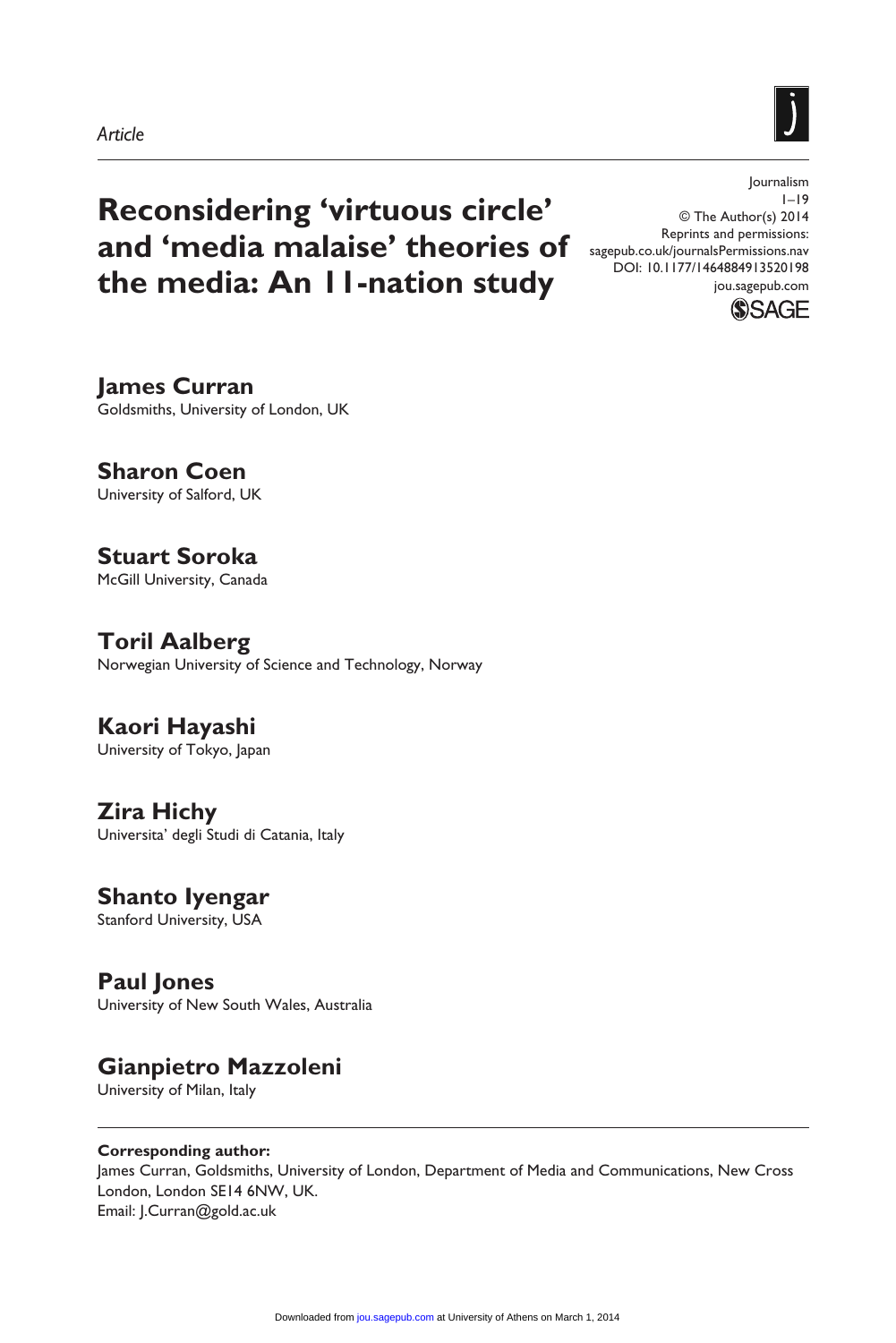*Article*

# Reconsidering 'virtuous circle' and 'media malaise' theories of the media: An 11-nation study

Journalism

© The Author(s) 2014

Reprints and permissions: sagepub.co.uk/journalsPermissions.nav

DOI: 10.1177/1464884913520198

jou.sagepub.com

**James Curran**
Goldsmiths, University of London, UK

**Sharon Coen**
University of Salford, UK

**Stuart Soroka**
McGill University, Canada

**Toril Aalberg**
Norwegian University of Science and Technology, Norway

**Kaori Hayashi**
University of Tokyo, Japan

**Zira Hichy**
Universita' degli Studi di Catania, Italy

**Shanto Iyengar**
Stanford University, USA

**Paul Jones**
University of New South Wales, Australia

**Gianpietro Mazzoleni**
University of Milan, Italy

---

**Corresponding author:**
James Curran, Goldsmiths, University of London, Department of Media and Communications, New Cross London, London SE14 6NW, UK.
Email: J.Curran@gold.ac.uk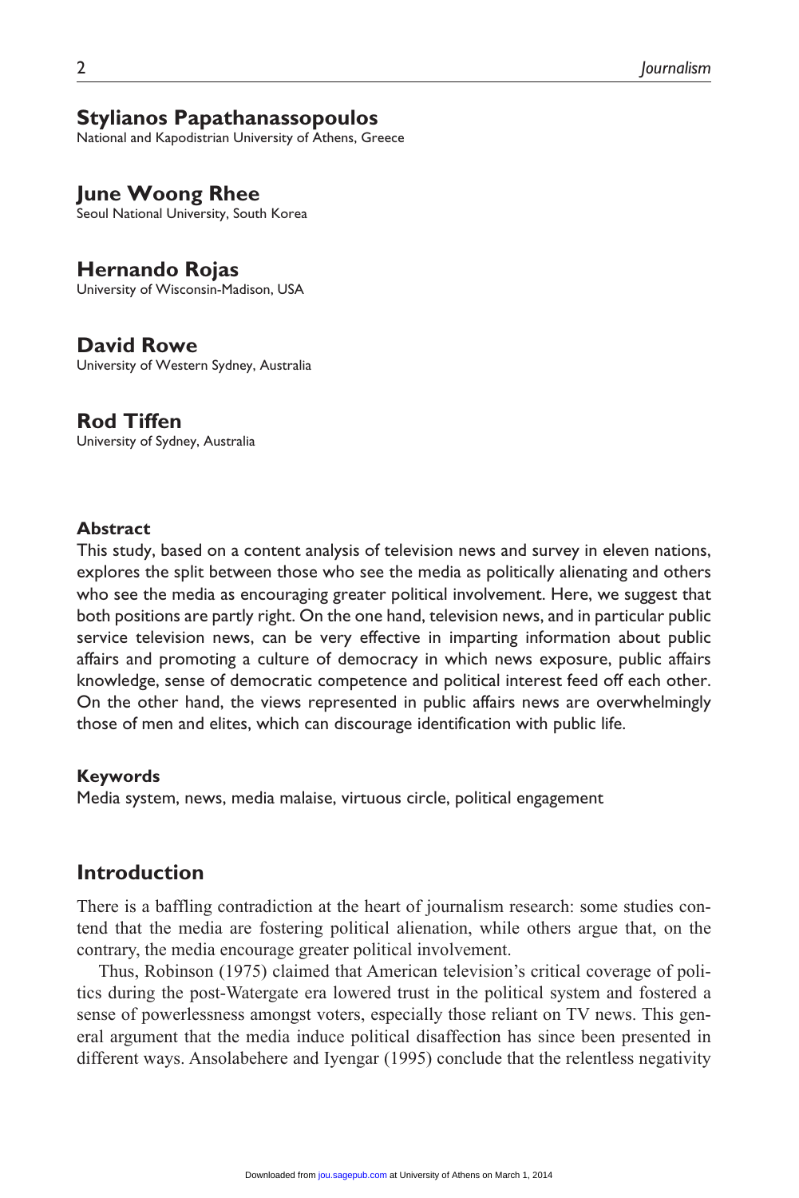**Stylianos Papathanassopoulos**
National and Kapodistrian University of Athens, Greece

**June Woong Rhee**
Seoul National University, South Korea

**Hernando Rojas**
University of Wisconsin-Madison, USA

**David Rowe**
University of Western Sydney, Australia

**Rod Tiffen**
University of Sydney, Australia

### Abstract

This study, based on a content analysis of television news and survey in eleven nations, explores the split between those who see the media as politically alienating and others who see the media as encouraging greater political involvement. Here, we suggest that both positions are partly right. On the one hand, television news, and in particular public service television news, can be very effective in imparting information about public affairs and promoting a culture of democracy in which news exposure, public affairs knowledge, sense of democratic competence and political interest feed off each other. On the other hand, the views represented in public affairs news are overwhelmingly those of men and elites, which can discourage identification with public life.

### Keywords

Media system, news, media malaise, virtuous circle, political engagement

## Introduction

There is a baffling contradiction at the heart of journalism research: some studies contend that the media are fostering political alienation, while others argue that, on the contrary, the media encourage greater political involvement.

Thus, Robinson (1975) claimed that American television's critical coverage of politics during the post-Watergate era lowered trust in the political system and fostered a sense of powerlessness amongst voters, especially those reliant on TV news. This general argument that the media induce political disaffection has since been presented in different ways. Ansolabehere and Iyengar (1995) conclude that the relentless negativity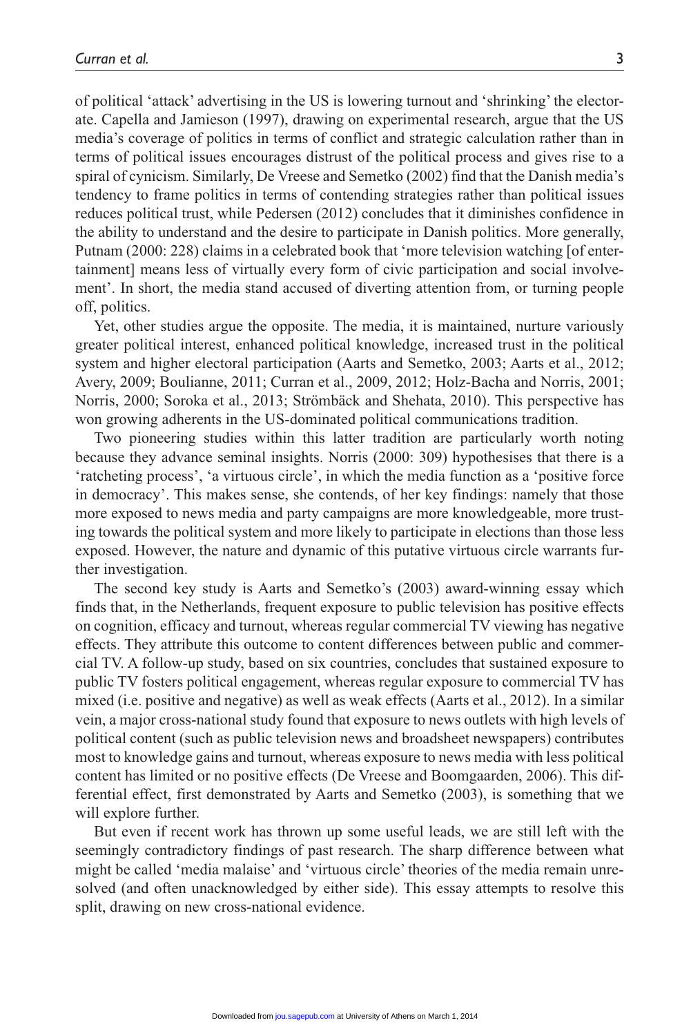of political 'attack' advertising in the US is lowering turnout and 'shrinking' the electorate. Capella and Jamieson (1997), drawing on experimental research, argue that the US media's coverage of politics in terms of conflict and strategic calculation rather than in terms of political issues encourages distrust of the political process and gives rise to a spiral of cynicism. Similarly, De Vreese and Semetko (2002) find that the Danish media's tendency to frame politics in terms of contending strategies rather than political issues reduces political trust, while Pedersen (2012) concludes that it diminishes confidence in the ability to understand and the desire to participate in Danish politics. More generally, Putnam (2000: 228) claims in a celebrated book that 'more television watching [of entertainment] means less of virtually every form of civic participation and social involvement'. In short, the media stand accused of diverting attention from, or turning people off, politics.

Yet, other studies argue the opposite. The media, it is maintained, nurture variously greater political interest, enhanced political knowledge, increased trust in the political system and higher electoral participation (Aarts and Semetko, 2003; Aarts et al., 2012; Avery, 2009; Boulianne, 2011; Curran et al., 2009, 2012; Holz-Bacha and Norris, 2001; Norris, 2000; Soroka et al., 2013; Strömbäck and Shehata, 2010). This perspective has won growing adherents in the US-dominated political communications tradition.

Two pioneering studies within this latter tradition are particularly worth noting because they advance seminal insights. Norris (2000: 309) hypothesises that there is a 'ratcheting process', 'a virtuous circle', in which the media function as a 'positive force in democracy'. This makes sense, she contends, of her key findings: namely that those more exposed to news media and party campaigns are more knowledgeable, more trusting towards the political system and more likely to participate in elections than those less exposed. However, the nature and dynamic of this putative virtuous circle warrants further investigation.

The second key study is Aarts and Semetko's (2003) award-winning essay which finds that, in the Netherlands, frequent exposure to public television has positive effects on cognition, efficacy and turnout, whereas regular commercial TV viewing has negative effects. They attribute this outcome to content differences between public and commercial TV. A follow-up study, based on six countries, concludes that sustained exposure to public TV fosters political engagement, whereas regular exposure to commercial TV has mixed (i.e. positive and negative) as well as weak effects (Aarts et al., 2012). In a similar vein, a major cross-national study found that exposure to news outlets with high levels of political content (such as public television news and broadsheet newspapers) contributes most to knowledge gains and turnout, whereas exposure to news media with less political content has limited or no positive effects (De Vreese and Boomgaarden, 2006). This differential effect, first demonstrated by Aarts and Semetko (2003), is something that we will explore further.

But even if recent work has thrown up some useful leads, we are still left with the seemingly contradictory findings of past research. The sharp difference between what might be called 'media malaise' and 'virtuous circle' theories of the media remain unresolved (and often unacknowledged by either side). This essay attempts to resolve this split, drawing on new cross-national evidence.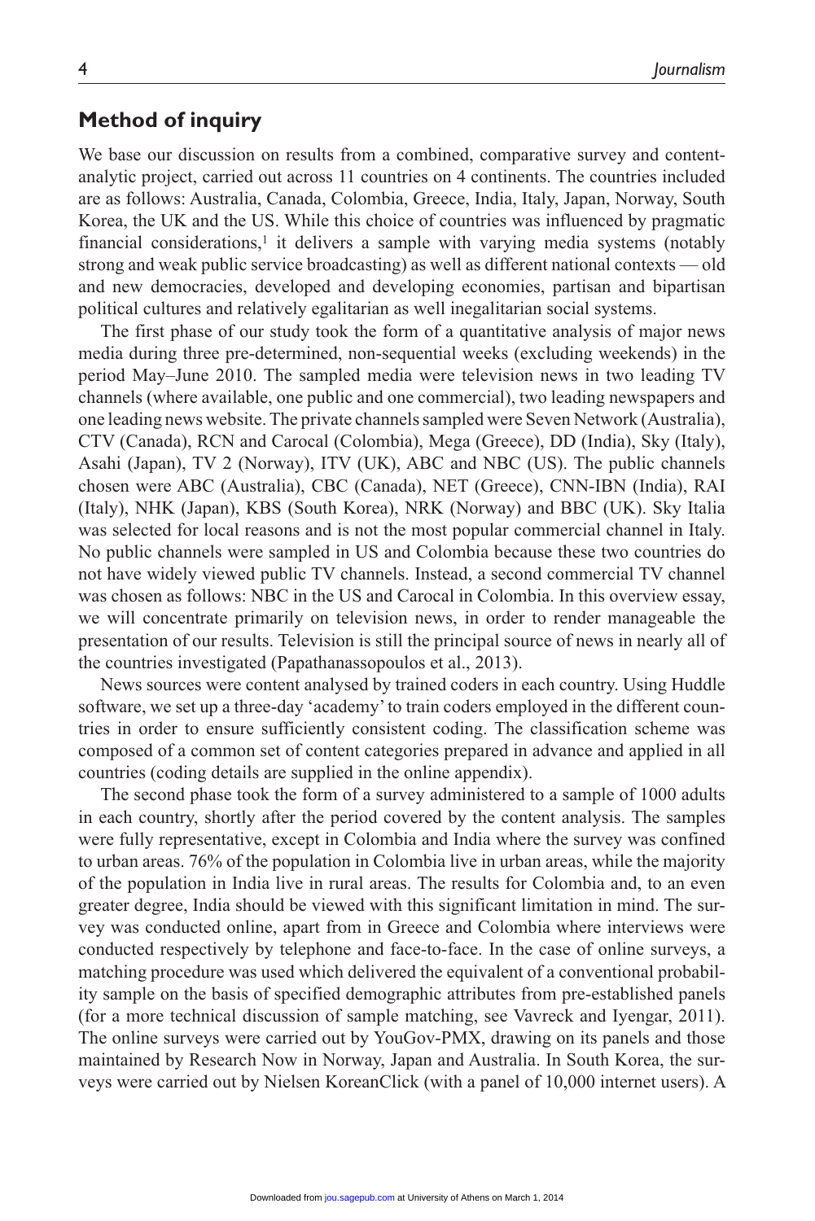## Method of inquiry

We base our discussion on results from a combined, comparative survey and content-analytic project, carried out across 11 countries on 4 continents. The countries included are as follows: Australia, Canada, Colombia, Greece, India, Italy, Japan, Norway, South Korea, the UK and the US. While this choice of countries was influenced by pragmatic financial considerations,[1] it delivers a sample with varying media systems (notably strong and weak public service broadcasting) as well as different national contexts — old and new democracies, developed and developing economies, partisan and bipartisan political cultures and relatively egalitarian as well inegalitarian social systems.

The first phase of our study took the form of a quantitative analysis of major news media during three pre-determined, non-sequential weeks (excluding weekends) in the period May–June 2010. The sampled media were television news in two leading TV channels (where available, one public and one commercial), two leading newspapers and one leading news website. The private channels sampled were Seven Network (Australia), CTV (Canada), RCN and Carocal (Colombia), Mega (Greece), DD (India), Sky (Italy), Asahi (Japan), TV 2 (Norway), ITV (UK), ABC and NBC (US). The public channels chosen were ABC (Australia), CBC (Canada), NET (Greece), CNN-IBN (India), RAI (Italy), NHK (Japan), KBS (South Korea), NRK (Norway) and BBC (UK). Sky Italia was selected for local reasons and is not the most popular commercial channel in Italy. No public channels were sampled in US and Colombia because these two countries do not have widely viewed public TV channels. Instead, a second commercial TV channel was chosen as follows: NBC in the US and Carocal in Colombia. In this overview essay, we will concentrate primarily on television news, in order to render manageable the presentation of our results. Television is still the principal source of news in nearly all of the countries investigated (Papathanassopoulos et al., 2013).

News sources were content analysed by trained coders in each country. Using Huddle software, we set up a three-day 'academy' to train coders employed in the different countries in order to ensure sufficiently consistent coding. The classification scheme was composed of a common set of content categories prepared in advance and applied in all countries (coding details are supplied in the online appendix).

The second phase took the form of a survey administered to a sample of 1000 adults in each country, shortly after the period covered by the content analysis. The samples were fully representative, except in Colombia and India where the survey was confined to urban areas. 76% of the population in Colombia live in urban areas, while the majority of the population in India live in rural areas. The results for Colombia and, to an even greater degree, India should be viewed with this significant limitation in mind. The survey was conducted online, apart from in Greece and Colombia where interviews were conducted respectively by telephone and face-to-face. In the case of online surveys, a matching procedure was used which delivered the equivalent of a conventional probability sample on the basis of specified demographic attributes from pre-established panels (for a more technical discussion of sample matching, see Vavreck and Iyengar, 2011). The online surveys were carried out by YouGov-PMX, drawing on its panels and those maintained by Research Now in Norway, Japan and Australia. In South Korea, the surveys were carried out by Nielsen KoreanClick (with a panel of 10,000 internet users). A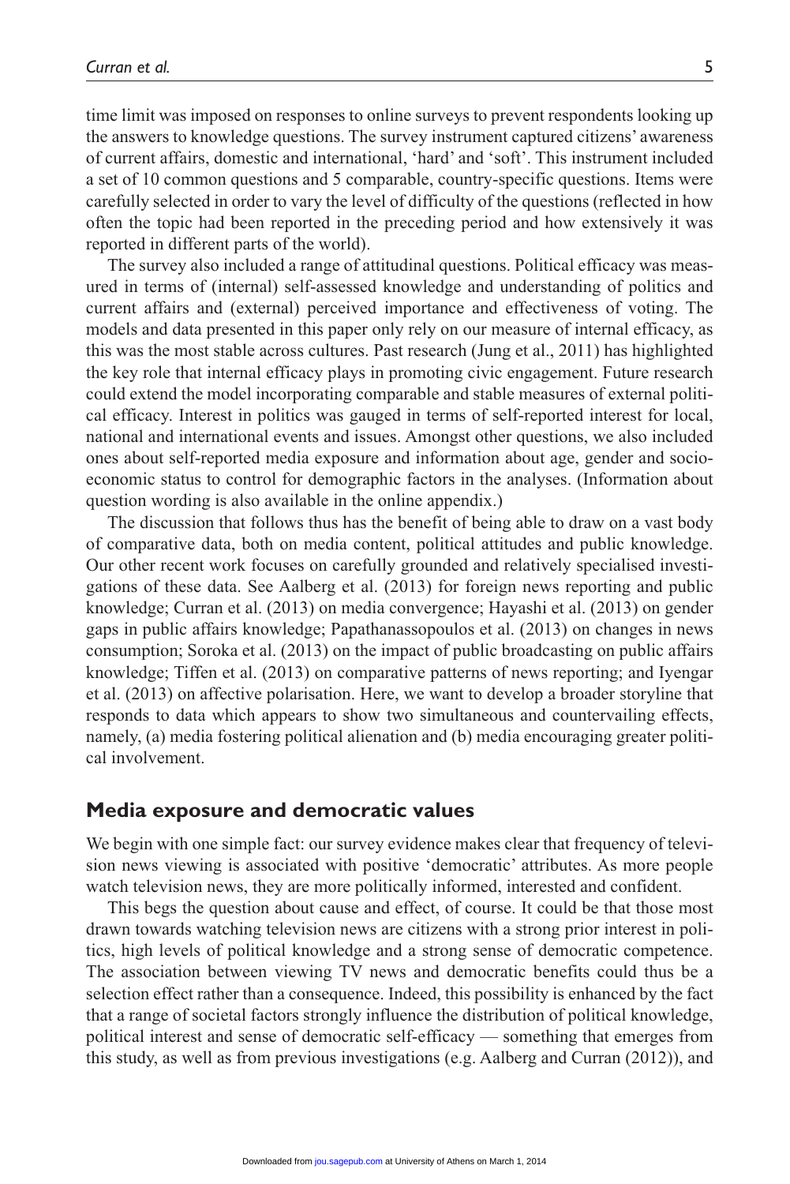time limit was imposed on responses to online surveys to prevent respondents looking up the answers to knowledge questions. The survey instrument captured citizens' awareness of current affairs, domestic and international, 'hard' and 'soft'. This instrument included a set of 10 common questions and 5 comparable, country-specific questions. Items were carefully selected in order to vary the level of difficulty of the questions (reflected in how often the topic had been reported in the preceding period and how extensively it was reported in different parts of the world).

The survey also included a range of attitudinal questions. Political efficacy was measured in terms of (internal) self-assessed knowledge and understanding of politics and current affairs and (external) perceived importance and effectiveness of voting. The models and data presented in this paper only rely on our measure of internal efficacy, as this was the most stable across cultures. Past research (Jung et al., 2011) has highlighted the key role that internal efficacy plays in promoting civic engagement. Future research could extend the model incorporating comparable and stable measures of external political efficacy. Interest in politics was gauged in terms of self-reported interest for local, national and international events and issues. Amongst other questions, we also included ones about self-reported media exposure and information about age, gender and socio-economic status to control for demographic factors in the analyses. (Information about question wording is also available in the online appendix.)

The discussion that follows thus has the benefit of being able to draw on a vast body of comparative data, both on media content, political attitudes and public knowledge. Our other recent work focuses on carefully grounded and relatively specialised investigations of these data. See Aalberg et al. (2013) for foreign news reporting and public knowledge; Curran et al. (2013) on media convergence; Hayashi et al. (2013) on gender gaps in public affairs knowledge; Papathanassopoulos et al. (2013) on changes in news consumption; Soroka et al. (2013) on the impact of public broadcasting on public affairs knowledge; Tiffen et al. (2013) on comparative patterns of news reporting; and Iyengar et al. (2013) on affective polarisation. Here, we want to develop a broader storyline that responds to data which appears to show two simultaneous and countervailing effects, namely, (a) media fostering political alienation and (b) media encouraging greater political involvement.

## Media exposure and democratic values

We begin with one simple fact: our survey evidence makes clear that frequency of television news viewing is associated with positive 'democratic' attributes. As more people watch television news, they are more politically informed, interested and confident.

This begs the question about cause and effect, of course. It could be that those most drawn towards watching television news are citizens with a strong prior interest in politics, high levels of political knowledge and a strong sense of democratic competence. The association between viewing TV news and democratic benefits could thus be a selection effect rather than a consequence. Indeed, this possibility is enhanced by the fact that a range of societal factors strongly influence the distribution of political knowledge, political interest and sense of democratic self-efficacy — something that emerges from this study, as well as from previous investigations (e.g. Aalberg and Curran (2012)), and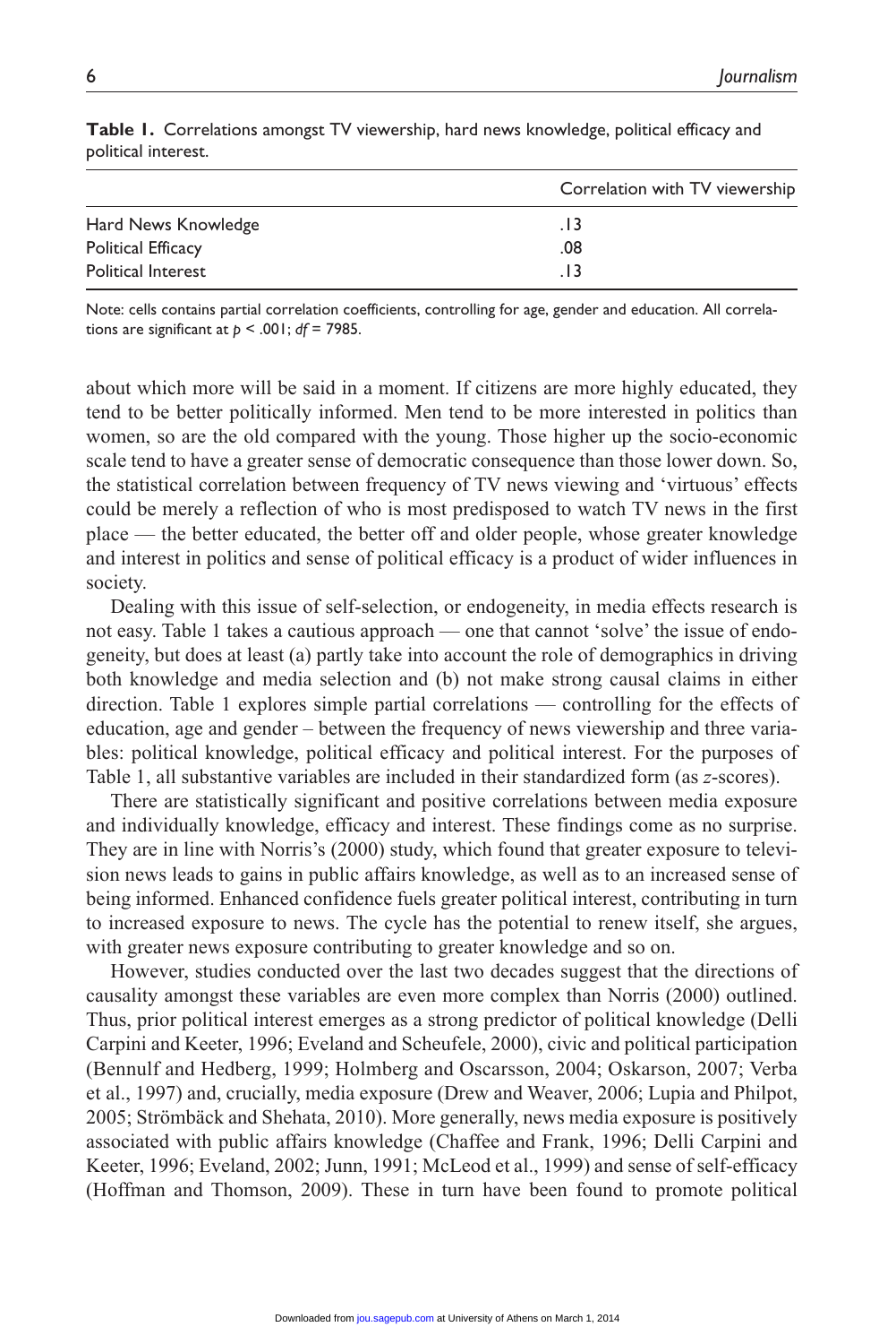**Table 1.** Correlations amongst TV viewership, hard news knowledge, political efficacy and political interest.

| | Correlation with TV viewership |
|---|---|
| Hard News Knowledge | .13 |
| Political Efficacy | .08 |
| Political Interest | .13 |

Note: cells contains partial correlation coefficients, controlling for age, gender and education. All correlations are significant at $p < .001$; $df = 7985$.

about which more will be said in a moment. If citizens are more highly educated, they tend to be better politically informed. Men tend to be more interested in politics than women, so are the old compared with the young. Those higher up the socio-economic scale tend to have a greater sense of democratic consequence than those lower down. So, the statistical correlation between frequency of TV news viewing and 'virtuous' effects could be merely a reflection of who is most predisposed to watch TV news in the first place — the better educated, the better off and older people, whose greater knowledge and interest in politics and sense of political efficacy is a product of wider influences in society.

Dealing with this issue of self-selection, or endogeneity, in media effects research is not easy. Table 1 takes a cautious approach — one that cannot 'solve' the issue of endogeneity, but does at least (a) partly take into account the role of demographics in driving both knowledge and media selection and (b) not make strong causal claims in either direction. Table 1 explores simple partial correlations — controlling for the effects of education, age and gender – between the frequency of news viewership and three variables: political knowledge, political efficacy and political interest. For the purposes of Table 1, all substantive variables are included in their standardized form (as *z*-scores).

There are statistically significant and positive correlations between media exposure and individually knowledge, efficacy and interest. These findings come as no surprise. They are in line with Norris's (2000) study, which found that greater exposure to television news leads to gains in public affairs knowledge, as well as to an increased sense of being informed. Enhanced confidence fuels greater political interest, contributing in turn to increased exposure to news. The cycle has the potential to renew itself, she argues, with greater news exposure contributing to greater knowledge and so on.

However, studies conducted over the last two decades suggest that the directions of causality amongst these variables are even more complex than Norris (2000) outlined. Thus, prior political interest emerges as a strong predictor of political knowledge (Delli Carpini and Keeter, 1996; Eveland and Scheufele, 2000), civic and political participation (Bennulf and Hedberg, 1999; Holmberg and Oscarsson, 2004; Oskarson, 2007; Verba et al., 1997) and, crucially, media exposure (Drew and Weaver, 2006; Lupia and Philpot, 2005; Strömbäck and Shehata, 2010). More generally, news media exposure is positively associated with public affairs knowledge (Chaffee and Frank, 1996; Delli Carpini and Keeter, 1996; Eveland, 2002; Junn, 1991; McLeod et al., 1999) and sense of self-efficacy (Hoffman and Thomson, 2009). These in turn have been found to promote political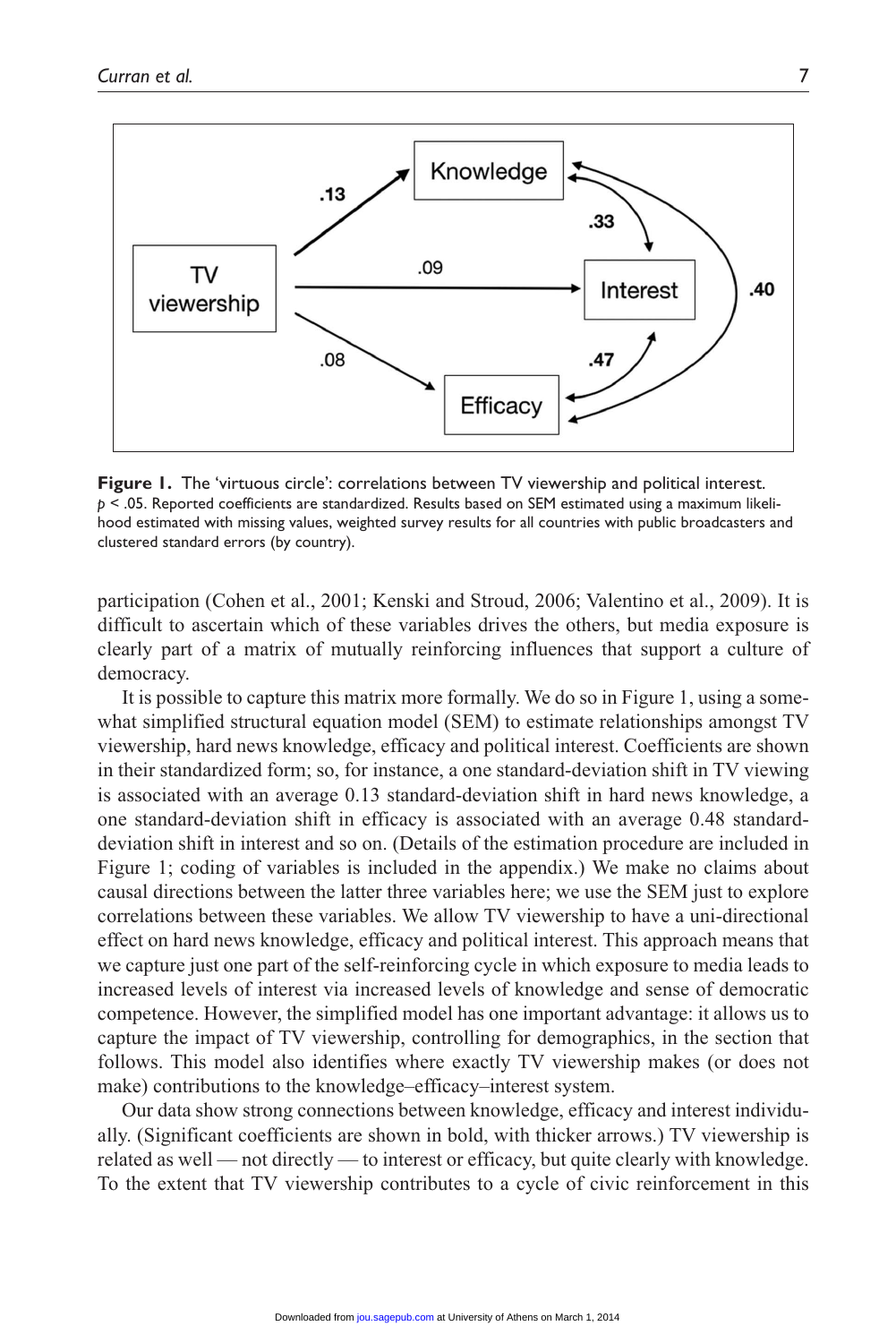**Figure 1.** The 'virtuous circle': correlations between TV viewership and political interest.
$p < .05$. Reported coefficients are standardized. Results based on SEM estimated using a maximum likelihood estimated with missing values, weighted survey results for all countries with public broadcasters and clustered standard errors (by country).

participation (Cohen et al., 2001; Kenski and Stroud, 2006; Valentino et al., 2009). It is difficult to ascertain which of these variables drives the others, but media exposure is clearly part of a matrix of mutually reinforcing influences that support a culture of democracy.

It is possible to capture this matrix more formally. We do so in Figure 1, using a somewhat simplified structural equation model (SEM) to estimate relationships amongst TV viewership, hard news knowledge, efficacy and political interest. Coefficients are shown in their standardized form; so, for instance, a one standard-deviation shift in TV viewing is associated with an average 0.13 standard-deviation shift in hard news knowledge, a one standard-deviation shift in efficacy is associated with an average 0.48 standard-deviation shift in interest and so on. (Details of the estimation procedure are included in Figure 1; coding of variables is included in the appendix.) We make no claims about causal directions between the latter three variables here; we use the SEM just to explore correlations between these variables. We allow TV viewership to have a uni-directional effect on hard news knowledge, efficacy and political interest. This approach means that we capture just one part of the self-reinforcing cycle in which exposure to media leads to increased levels of interest via increased levels of knowledge and sense of democratic competence. However, the simplified model has one important advantage: it allows us to capture the impact of TV viewership, controlling for demographics, in the section that follows. This model also identifies where exactly TV viewership makes (or does not make) contributions to the knowledge–efficacy–interest system.

Our data show strong connections between knowledge, efficacy and interest individually. (Significant coefficients are shown in bold, with thicker arrows.) TV viewership is related as well — not directly — to interest or efficacy, but quite clearly with knowledge. To the extent that TV viewership contributes to a cycle of civic reinforcement in this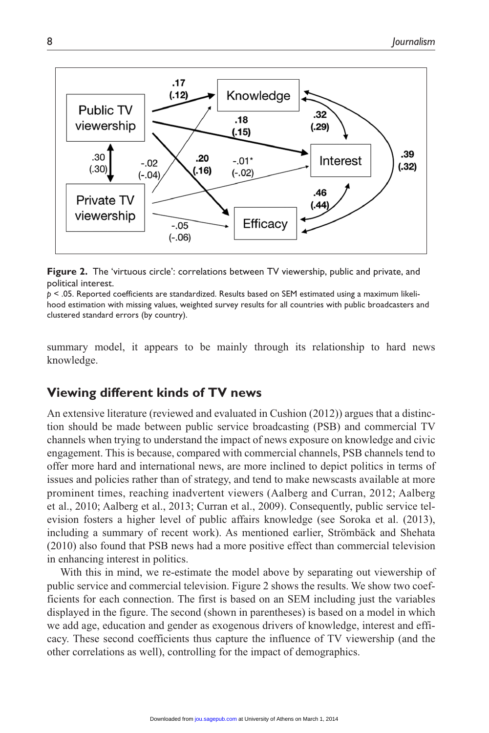**Figure 2.** The 'virtuous circle': correlations between TV viewership, public and private, and political interest.

$p < .05$. Reported coefficients are standardized. Results based on SEM estimated using a maximum likelihood estimation with missing values, weighted survey results for all countries with public broadcasters and clustered standard errors (by country).

summary model, it appears to be mainly through its relationship to hard news knowledge.

## Viewing different kinds of TV news

An extensive literature (reviewed and evaluated in Cushion (2012)) argues that a distinction should be made between public service broadcasting (PSB) and commercial TV channels when trying to understand the impact of news exposure on knowledge and civic engagement. This is because, compared with commercial channels, PSB channels tend to offer more hard and international news, are more inclined to depict politics in terms of issues and policies rather than of strategy, and tend to make newscasts available at more prominent times, reaching inadvertent viewers (Aalberg and Curran, 2012; Aalberg et al., 2010; Aalberg et al., 2013; Curran et al., 2009). Consequently, public service television fosters a higher level of public affairs knowledge (see Soroka et al. (2013), including a summary of recent work). As mentioned earlier, Strömbäck and Shehata (2010) also found that PSB news had a more positive effect than commercial television in enhancing interest in politics.

With this in mind, we re-estimate the model above by separating out viewership of public service and commercial television. Figure 2 shows the results. We show two coefficients for each connection. The first is based on an SEM including just the variables displayed in the figure. The second (shown in parentheses) is based on a model in which we add age, education and gender as exogenous drivers of knowledge, interest and efficacy. These second coefficients thus capture the influence of TV viewership (and the other correlations as well), controlling for the impact of demographics.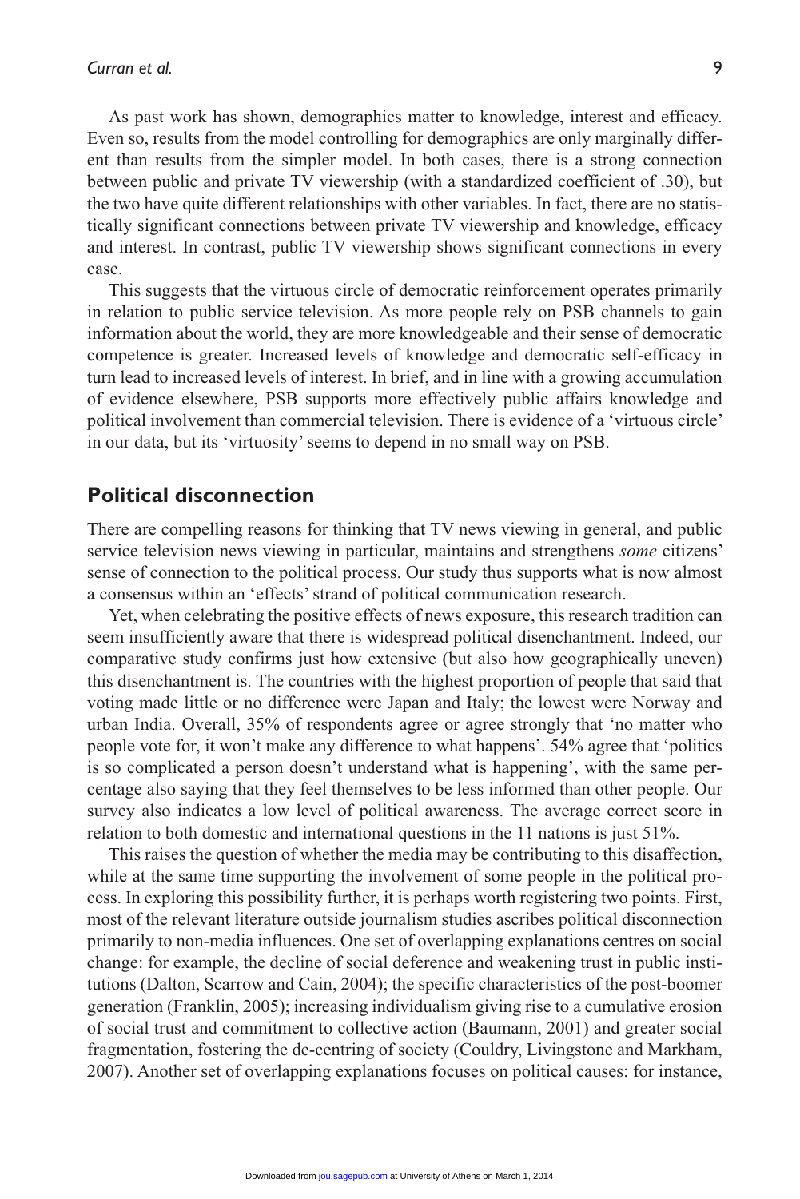As past work has shown, demographics matter to knowledge, interest and efficacy. Even so, results from the model controlling for demographics are only marginally different than results from the simpler model. In both cases, there is a strong connection between public and private TV viewership (with a standardized coefficient of .30), but the two have quite different relationships with other variables. In fact, there are no statistically significant connections between private TV viewership and knowledge, efficacy and interest. In contrast, public TV viewership shows significant connections in every case.

This suggests that the virtuous circle of democratic reinforcement operates primarily in relation to public service television. As more people rely on PSB channels to gain information about the world, they are more knowledgeable and their sense of democratic competence is greater. Increased levels of knowledge and democratic self-efficacy in turn lead to increased levels of interest. In brief, and in line with a growing accumulation of evidence elsewhere, PSB supports more effectively public affairs knowledge and political involvement than commercial television. There is evidence of a 'virtuous circle' in our data, but its 'virtuosity' seems to depend in no small way on PSB.

## Political disconnection

There are compelling reasons for thinking that TV news viewing in general, and public service television news viewing in particular, maintains and strengthens *some* citizens' sense of connection to the political process. Our study thus supports what is now almost a consensus within an 'effects' strand of political communication research.

Yet, when celebrating the positive effects of news exposure, this research tradition can seem insufficiently aware that there is widespread political disenchantment. Indeed, our comparative study confirms just how extensive (but also how geographically uneven) this disenchantment is. The countries with the highest proportion of people that said that voting made little or no difference were Japan and Italy; the lowest were Norway and urban India. Overall, 35% of respondents agree or agree strongly that 'no matter who people vote for, it won't make any difference to what happens'. 54% agree that 'politics is so complicated a person doesn't understand what is happening', with the same percentage also saying that they feel themselves to be less informed than other people. Our survey also indicates a low level of political awareness. The average correct score in relation to both domestic and international questions in the 11 nations is just 51%.

This raises the question of whether the media may be contributing to this disaffection, while at the same time supporting the involvement of some people in the political process. In exploring this possibility further, it is perhaps worth registering two points. First, most of the relevant literature outside journalism studies ascribes political disconnection primarily to non-media influences. One set of overlapping explanations centres on social change: for example, the decline of social deference and weakening trust in public institutions (Dalton, Scarrow and Cain, 2004); the specific characteristics of the post-boomer generation (Franklin, 2005); increasing individualism giving rise to a cumulative erosion of social trust and commitment to collective action (Baumann, 2001) and greater social fragmentation, fostering the de-centring of society (Couldry, Livingstone and Markham, 2007). Another set of overlapping explanations focuses on political causes: for instance,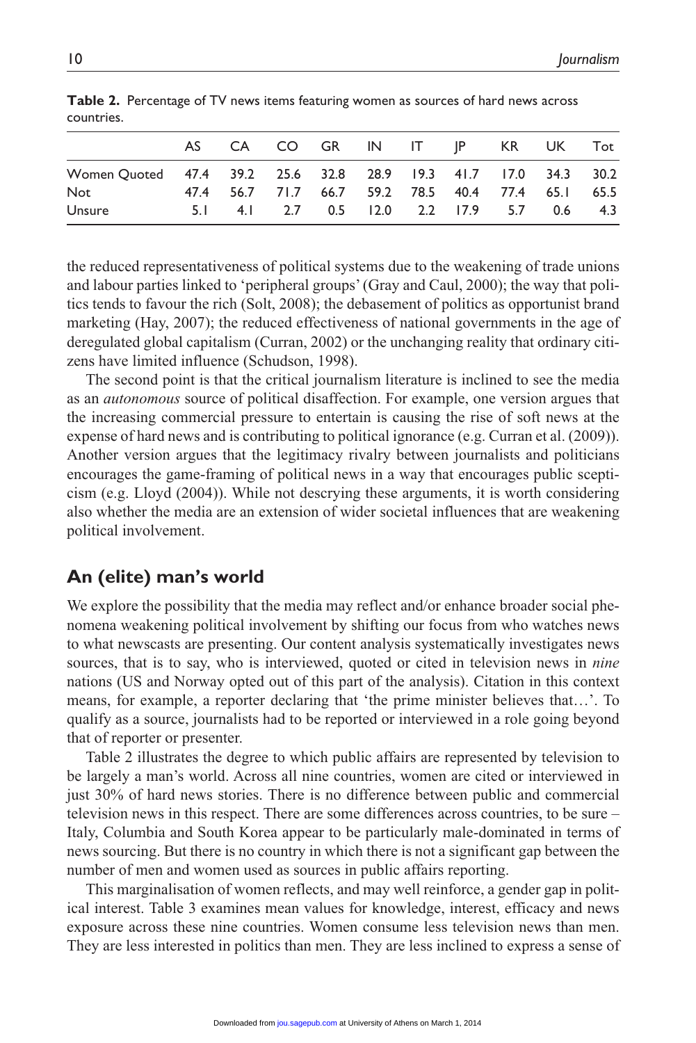**Table 2.** Percentage of TV news items featuring women as sources of hard news across countries.

| | AS | CA | CO | GR | IN | IT | JP | KR | UK | Tot |
|---|---|---|---|---|---|---|---|---|---|---|
| Women Quoted | 47.4 | 39.2 | 25.6 | 32.8 | 28.9 | 19.3 | 41.7 | 17.0 | 34.3 | 30.2 |
| Not | 47.4 | 56.7 | 71.7 | 66.7 | 59.2 | 78.5 | 40.4 | 77.4 | 65.1 | 65.5 |
| Unsure | 5.1 | 4.1 | 2.7 | 0.5 | 12.0 | 2.2 | 17.9 | 5.7 | 0.6 | 4.3 |

the reduced representativeness of political systems due to the weakening of trade unions and labour parties linked to 'peripheral groups' (Gray and Caul, 2000); the way that politics tends to favour the rich (Solt, 2008); the debasement of politics as opportunist brand marketing (Hay, 2007); the reduced effectiveness of national governments in the age of deregulated global capitalism (Curran, 2002) or the unchanging reality that ordinary citizens have limited influence (Schudson, 1998).

The second point is that the critical journalism literature is inclined to see the media as an *autonomous* source of political disaffection. For example, one version argues that the increasing commercial pressure to entertain is causing the rise of soft news at the expense of hard news and is contributing to political ignorance (e.g. Curran et al. (2009)). Another version argues that the legitimacy rivalry between journalists and politicians encourages the game-framing of political news in a way that encourages public scepticism (e.g. Lloyd (2004)). While not descrying these arguments, it is worth considering also whether the media are an extension of wider societal influences that are weakening political involvement.

## An (elite) man's world

We explore the possibility that the media may reflect and/or enhance broader social phenomena weakening political involvement by shifting our focus from who watches news to what newscasts are presenting. Our content analysis systematically investigates news sources, that is to say, who is interviewed, quoted or cited in television news in *nine* nations (US and Norway opted out of this part of the analysis). Citation in this context means, for example, a reporter declaring that 'the prime minister believes that…'. To qualify as a source, journalists had to be reported or interviewed in a role going beyond that of reporter or presenter.

Table 2 illustrates the degree to which public affairs are represented by television to be largely a man's world. Across all nine countries, women are cited or interviewed in just 30% of hard news stories. There is no difference between public and commercial television news in this respect. There are some differences across countries, to be sure – Italy, Columbia and South Korea appear to be particularly male-dominated in terms of news sourcing. But there is no country in which there is not a significant gap between the number of men and women used as sources in public affairs reporting.

This marginalisation of women reflects, and may well reinforce, a gender gap in political interest. Table 3 examines mean values for knowledge, interest, efficacy and news exposure across these nine countries. Women consume less television news than men. They are less interested in politics than men. They are less inclined to express a sense of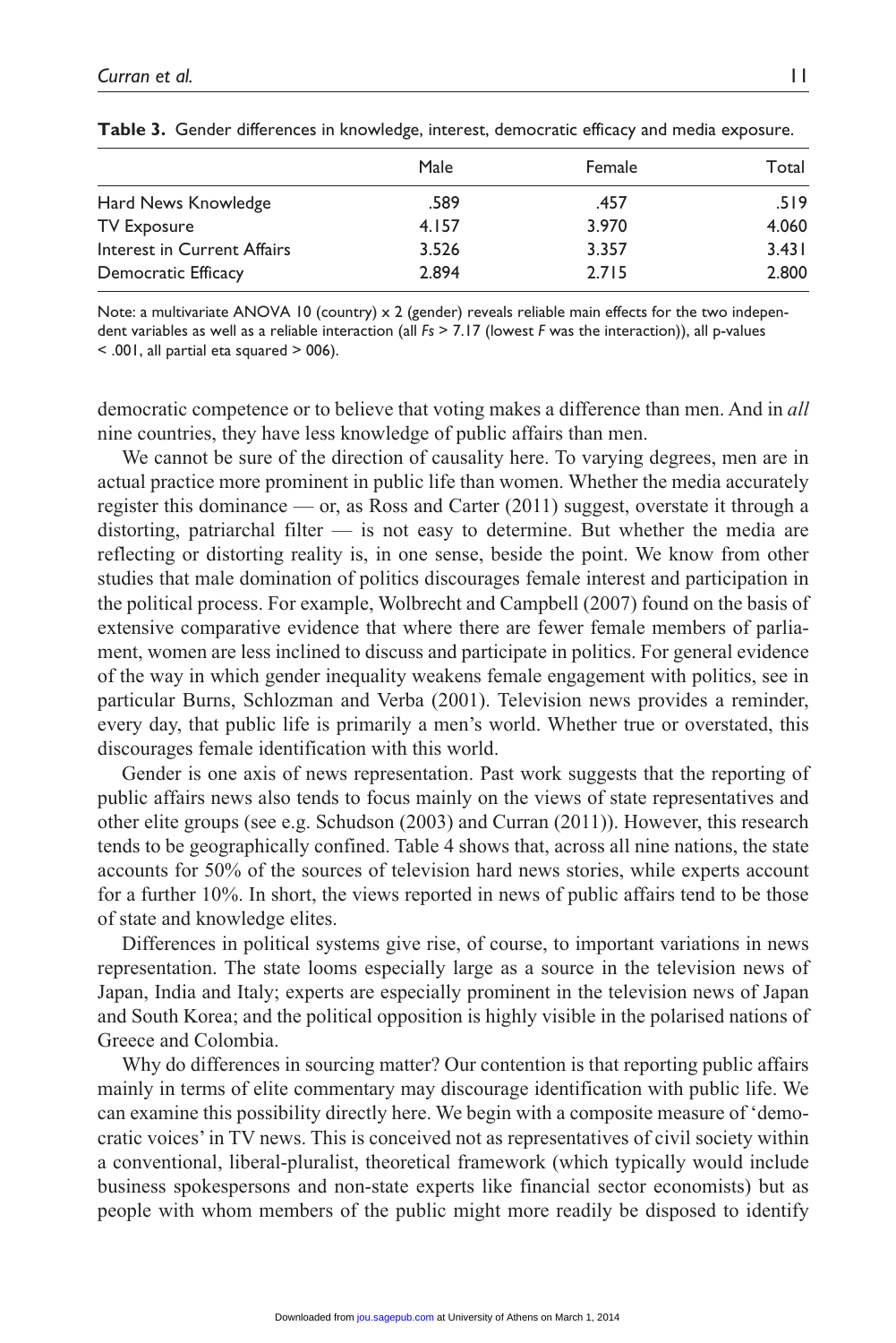**Table 3.** Gender differences in knowledge, interest, democratic efficacy and media exposure.

| | Male | Female | Total |
|---|---|---|---|
| Hard News Knowledge | .589 | .457 | .519 |
| TV Exposure | 4.157 | 3.970 | 4.060 |
| Interest in Current Affairs | 3.526 | 3.357 | 3.431 |
| Democratic Efficacy | 2.894 | 2.715 | 2.800 |

Note: a multivariate ANOVA 10 (country) x 2 (gender) reveals reliable main effects for the two independent variables as well as a reliable interaction (all $Fs > 7.17$ (lowest $F$ was the interaction)), all p-values $< .001$, all partial eta squared > 006).

democratic competence or to believe that voting makes a difference than men. And in *all* nine countries, they have less knowledge of public affairs than men.

We cannot be sure of the direction of causality here. To varying degrees, men are in actual practice more prominent in public life than women. Whether the media accurately register this dominance — or, as Ross and Carter (2011) suggest, overstate it through a distorting, patriarchal filter — is not easy to determine. But whether the media are reflecting or distorting reality is, in one sense, beside the point. We know from other studies that male domination of politics discourages female interest and participation in the political process. For example, Wolbrecht and Campbell (2007) found on the basis of extensive comparative evidence that where there are fewer female members of parliament, women are less inclined to discuss and participate in politics. For general evidence of the way in which gender inequality weakens female engagement with politics, see in particular Burns, Schlozman and Verba (2001). Television news provides a reminder, every day, that public life is primarily a men's world. Whether true or overstated, this discourages female identification with this world.

Gender is one axis of news representation. Past work suggests that the reporting of public affairs news also tends to focus mainly on the views of state representatives and other elite groups (see e.g. Schudson (2003) and Curran (2011)). However, this research tends to be geographically confined. Table 4 shows that, across all nine nations, the state accounts for 50% of the sources of television hard news stories, while experts account for a further 10%. In short, the views reported in news of public affairs tend to be those of state and knowledge elites.

Differences in political systems give rise, of course, to important variations in news representation. The state looms especially large as a source in the television news of Japan, India and Italy; experts are especially prominent in the television news of Japan and South Korea; and the political opposition is highly visible in the polarised nations of Greece and Colombia.

Why do differences in sourcing matter? Our contention is that reporting public affairs mainly in terms of elite commentary may discourage identification with public life. We can examine this possibility directly here. We begin with a composite measure of 'democratic voices' in TV news. This is conceived not as representatives of civil society within a conventional, liberal-pluralist, theoretical framework (which typically would include business spokespersons and non-state experts like financial sector economists) but as people with whom members of the public might more readily be disposed to identify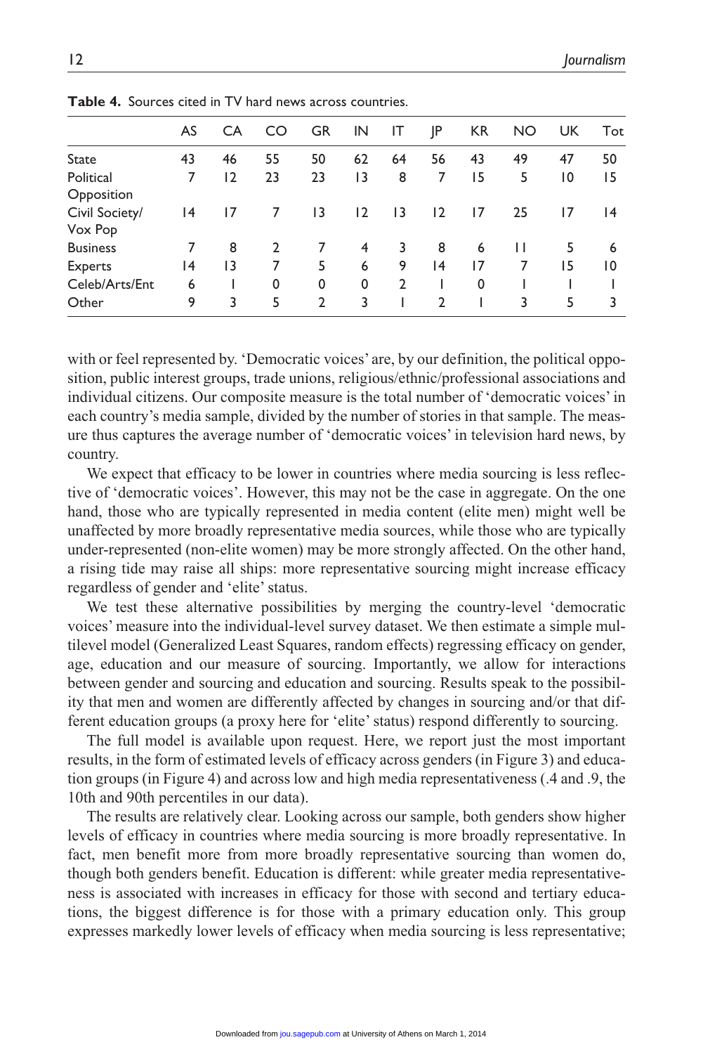**Table 4.** Sources cited in TV hard news across countries.

| | AS | CA | CO | GR | IN | IT | JP | KR | NO | UK | Tot |
|---|---|---|---|---|---|---|---|---|---|---|---|
| State | 43 | 46 | 55 | 50 | 62 | 64 | 56 | 43 | 49 | 47 | 50 |
| Political Opposition | 7 | 12 | 23 | 23 | 13 | 8 | 7 | 15 | 5 | 10 | 15 |
| Civil Society/ Vox Pop | 14 | 17 | 7 | 13 | 12 | 13 | 12 | 17 | 25 | 17 | 14 |
| Business | 7 | 8 | 2 | 7 | 4 | 3 | 8 | 6 | 11 | 5 | 6 |
| Experts | 14 | 13 | 7 | 5 | 6 | 9 | 14 | 17 | 7 | 15 | 10 |
| Celeb/Arts/Ent | 6 | 1 | 0 | 0 | 0 | 2 | 1 | 0 | 1 | 1 | 1 |
| Other | 9 | 3 | 5 | 2 | 3 | 1 | 2 | 1 | 3 | 5 | 3 |

with or feel represented by. 'Democratic voices' are, by our definition, the political opposition, public interest groups, trade unions, religious/ethnic/professional associations and individual citizens. Our composite measure is the total number of 'democratic voices' in each country's media sample, divided by the number of stories in that sample. The measure thus captures the average number of 'democratic voices' in television hard news, by country.

We expect that efficacy to be lower in countries where media sourcing is less reflective of 'democratic voices'. However, this may not be the case in aggregate. On the one hand, those who are typically represented in media content (elite men) might well be unaffected by more broadly representative media sources, while those who are typically under-represented (non-elite women) may be more strongly affected. On the other hand, a rising tide may raise all ships: more representative sourcing might increase efficacy regardless of gender and 'elite' status.

We test these alternative possibilities by merging the country-level 'democratic voices' measure into the individual-level survey dataset. We then estimate a simple multilevel model (Generalized Least Squares, random effects) regressing efficacy on gender, age, education and our measure of sourcing. Importantly, we allow for interactions between gender and sourcing and education and sourcing. Results speak to the possibility that men and women are differently affected by changes in sourcing and/or that different education groups (a proxy here for 'elite' status) respond differently to sourcing.

The full model is available upon request. Here, we report just the most important results, in the form of estimated levels of efficacy across genders (in Figure 3) and education groups (in Figure 4) and across low and high media representativeness (.4 and .9, the 10th and 90th percentiles in our data).

The results are relatively clear. Looking across our sample, both genders show higher levels of efficacy in countries where media sourcing is more broadly representative. In fact, men benefit more from more broadly representative sourcing than women do, though both genders benefit. Education is different: while greater media representativeness is associated with increases in efficacy for those with second and tertiary educations, the biggest difference is for those with a primary education only. This group expresses markedly lower levels of efficacy when media sourcing is less representative;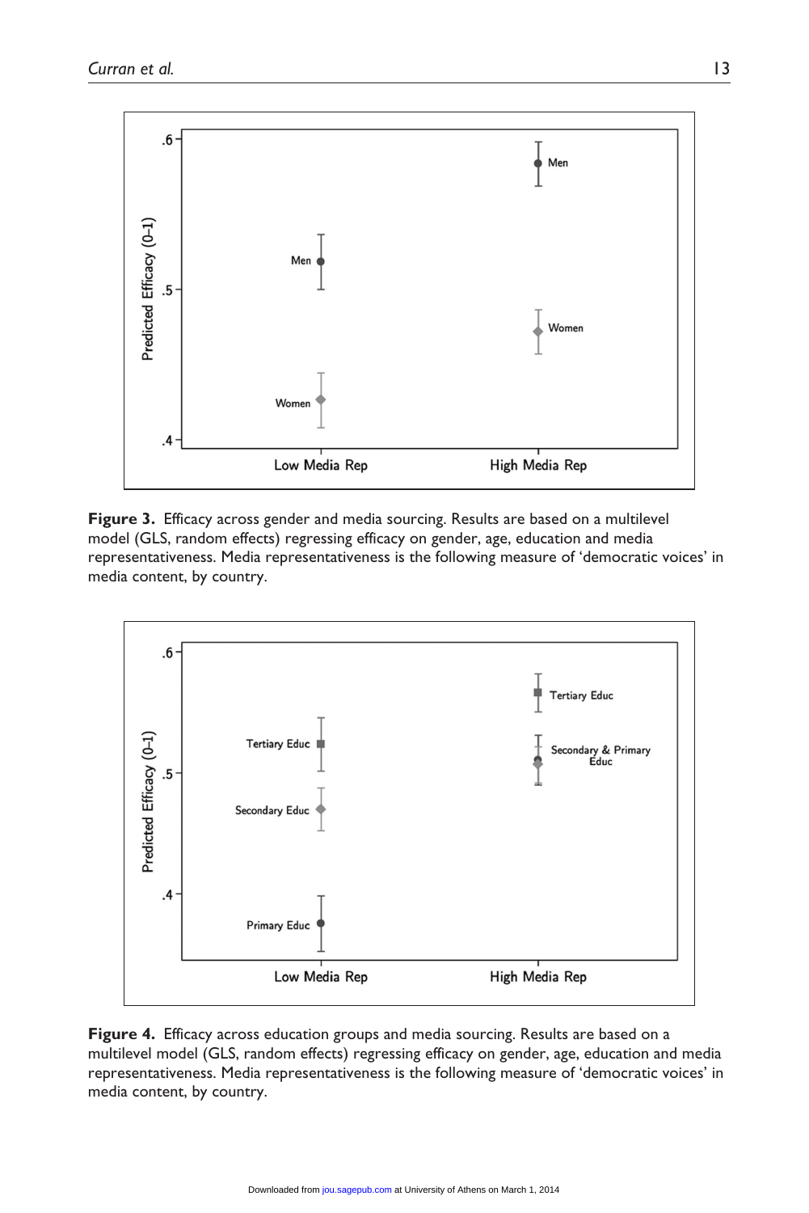**Figure 3.** Efficacy across gender and media sourcing. Results are based on a multilevel model (GLS, random effects) regressing efficacy on gender, age, education and media representativeness. Media representativeness is the following measure of 'democratic voices' in media content, by country.

**Figure 4.** Efficacy across education groups and media sourcing. Results are based on a multilevel model (GLS, random effects) regressing efficacy on gender, age, education and media representativeness. Media representativeness is the following measure of 'democratic voices' in media content, by country.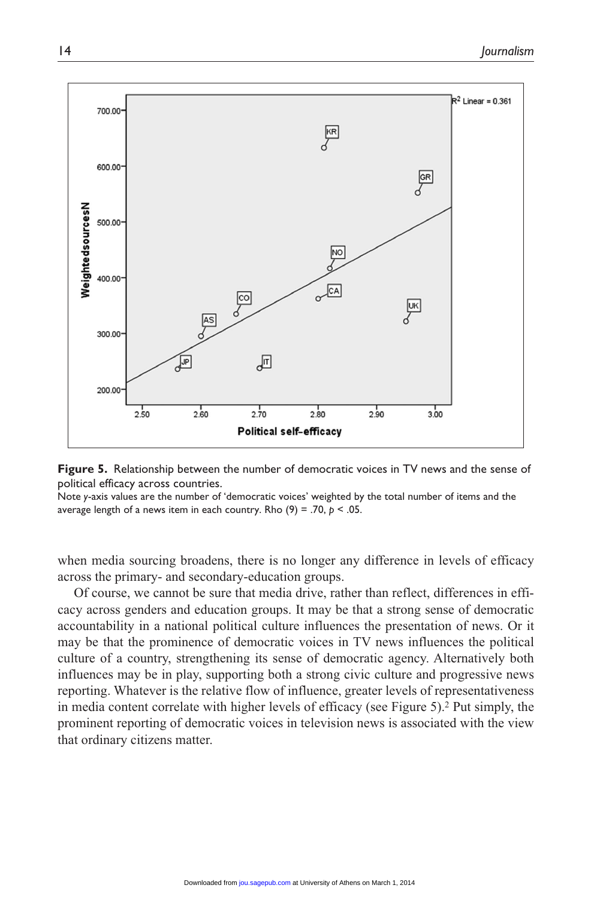**Figure 5.** Relationship between the number of democratic voices in TV news and the sense of political efficacy across countries.

Note *y*-axis values are the number of 'democratic voices' weighted by the total number of items and the average length of a news item in each country. Rho (9) = .70, $p < .05$.

when media sourcing broadens, there is no longer any difference in levels of efficacy across the primary- and secondary-education groups.

Of course, we cannot be sure that media drive, rather than reflect, differences in efficacy across genders and education groups. It may be that a strong sense of democratic accountability in a national political culture influences the presentation of news. Or it may be that the prominence of democratic voices in TV news influences the political culture of a country, strengthening its sense of democratic agency. Alternatively both influences may be in play, supporting both a strong civic culture and progressive news reporting. Whatever is the relative flow of influence, greater levels of representativeness in media content correlate with higher levels of efficacy (see Figure 5).[2] Put simply, the prominent reporting of democratic voices in television news is associated with the view that ordinary citizens matter.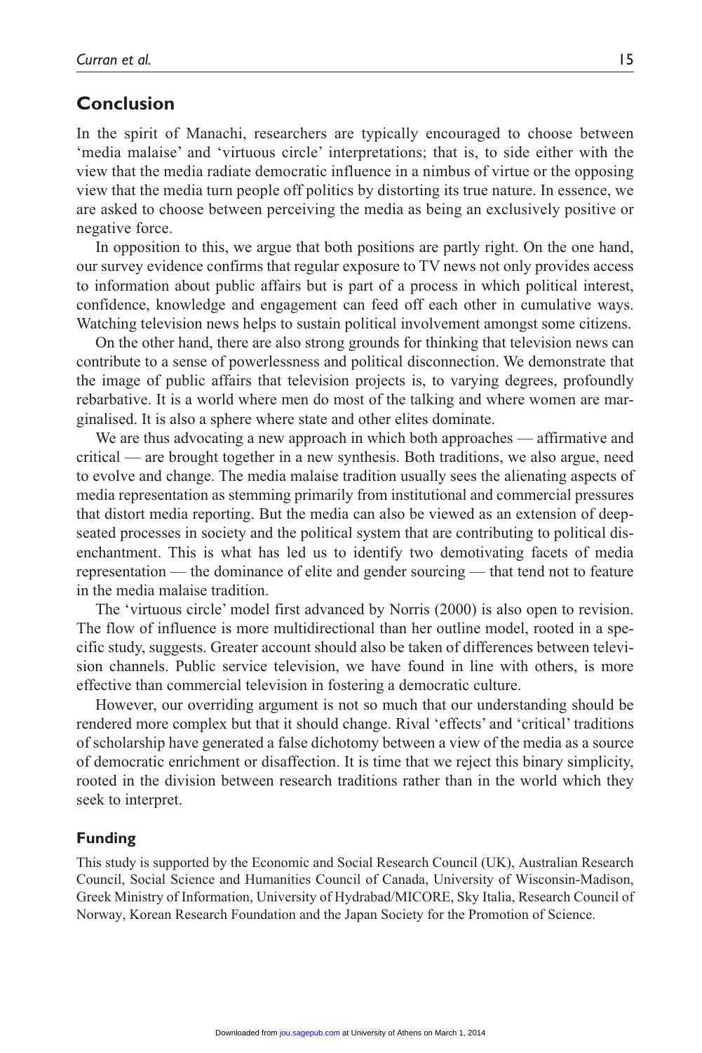## Conclusion

In the spirit of Manachi, researchers are typically encouraged to choose between 'media malaise' and 'virtuous circle' interpretations; that is, to side either with the view that the media radiate democratic influence in a nimbus of virtue or the opposing view that the media turn people off politics by distorting its true nature. In essence, we are asked to choose between perceiving the media as being an exclusively positive or negative force.

In opposition to this, we argue that both positions are partly right. On the one hand, our survey evidence confirms that regular exposure to TV news not only provides access to information about public affairs but is part of a process in which political interest, confidence, knowledge and engagement can feed off each other in cumulative ways. Watching television news helps to sustain political involvement amongst some citizens.

On the other hand, there are also strong grounds for thinking that television news can contribute to a sense of powerlessness and political disconnection. We demonstrate that the image of public affairs that television projects is, to varying degrees, profoundly rebarbative. It is a world where men do most of the talking and where women are marginalised. It is also a sphere where state and other elites dominate.

We are thus advocating a new approach in which both approaches — affirmative and critical — are brought together in a new synthesis. Both traditions, we also argue, need to evolve and change. The media malaise tradition usually sees the alienating aspects of media representation as stemming primarily from institutional and commercial pressures that distort media reporting. But the media can also be viewed as an extension of deep-seated processes in society and the political system that are contributing to political disenchantment. This is what has led us to identify two demotivating facets of media representation — the dominance of elite and gender sourcing — that tend not to feature in the media malaise tradition.

The 'virtuous circle' model first advanced by Norris (2000) is also open to revision. The flow of influence is more multidirectional than her outline model, rooted in a specific study, suggests. Greater account should also be taken of differences between television channels. Public service television, we have found in line with others, is more effective than commercial television in fostering a democratic culture.

However, our overriding argument is not so much that our understanding should be rendered more complex but that it should change. Rival 'effects' and 'critical' traditions of scholarship have generated a false dichotomy between a view of the media as a source of democratic enrichment or disaffection. It is time that we reject this binary simplicity, rooted in the division between research traditions rather than in the world which they seek to interpret.

### Funding

This study is supported by the Economic and Social Research Council (UK), Australian Research Council, Social Science and Humanities Council of Canada, University of Wisconsin-Madison, Greek Ministry of Information, University of Hydrabad/MICORE, Sky Italia, Research Council of Norway, Korean Research Foundation and the Japan Society for the Promotion of Science.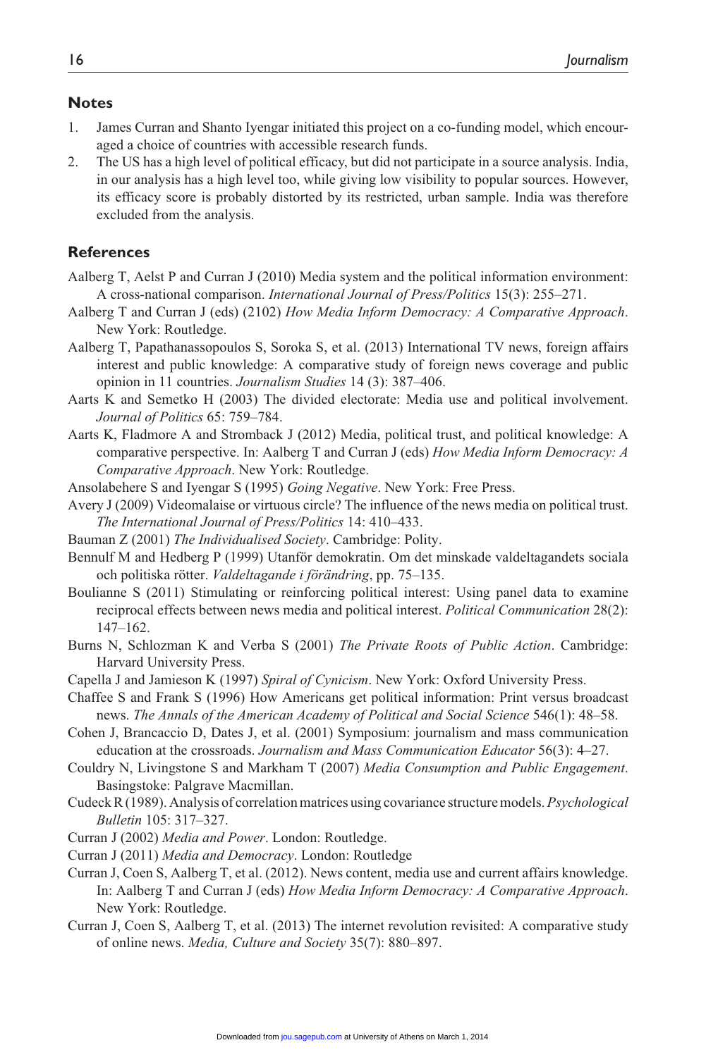## Notes

1. James Curran and Shanto Iyengar initiated this project on a co-funding model, which encouraged a choice of countries with accessible research funds.
2. The US has a high level of political efficacy, but did not participate in a source analysis. India, in our analysis has a high level too, while giving low visibility to popular sources. However, its efficacy score is probably distorted by its restricted, urban sample. India was therefore excluded from the analysis.

## References

Aalberg T, Aelst P and Curran J (2010) Media system and the political information environment: A cross-national comparison. *International Journal of Press/Politics* 15(3): 255–271.

Aalberg T and Curran J (eds) (2102) *How Media Inform Democracy: A Comparative Approach*. New York: Routledge.

Aalberg T, Papathanassopoulos S, Soroka S, et al. (2013) International TV news, foreign affairs interest and public knowledge: A comparative study of foreign news coverage and public opinion in 11 countries. *Journalism Studies* 14 (3): 387–406.

Aarts K and Semetko H (2003) The divided electorate: Media use and political involvement. *Journal of Politics* 65: 759–784.

Aarts K, Fladmore A and Stromback J (2012) Media, political trust, and political knowledge: A comparative perspective. In: Aalberg T and Curran J (eds) *How Media Inform Democracy: A Comparative Approach*. New York: Routledge.

Ansolabehere S and Iyengar S (1995) *Going Negative*. New York: Free Press.

Avery J (2009) Videomalaise or virtuous circle? The influence of the news media on political trust. *The International Journal of Press/Politics* 14: 410–433.

Bauman Z (2001) *The Individualised Society*. Cambridge: Polity.

Bennulf M and Hedberg P (1999) Utanför demokratin. Om det minskade valdeltagandets sociala och politiska rötter. *Valdeltagande i förändring*, pp. 75–135.

Boulianne S (2011) Stimulating or reinforcing political interest: Using panel data to examine reciprocal effects between news media and political interest. *Political Communication* 28(2): 147–162.

Burns N, Schlozman K and Verba S (2001) *The Private Roots of Public Action*. Cambridge: Harvard University Press.

Capella J and Jamieson K (1997) *Spiral of Cynicism*. New York: Oxford University Press.

Chaffee S and Frank S (1996) How Americans get political information: Print versus broadcast news. *The Annals of the American Academy of Political and Social Science* 546(1): 48–58.

Cohen J, Brancaccio D, Dates J, et al. (2001) Symposium: journalism and mass communication education at the crossroads. *Journalism and Mass Communication Educator* 56(3): 4–27.

Couldry N, Livingstone S and Markham T (2007) *Media Consumption and Public Engagement*. Basingstoke: Palgrave Macmillan.

Cudeck R (1989). Analysis of correlation matrices using covariance structure models. *Psychological Bulletin* 105: 317–327.

Curran J (2002) *Media and Power*. London: Routledge.

Curran J (2011) *Media and Democracy*. London: Routledge

Curran J, Coen S, Aalberg T, et al. (2012). News content, media use and current affairs knowledge. In: Aalberg T and Curran J (eds) *How Media Inform Democracy: A Comparative Approach*. New York: Routledge.

Curran J, Coen S, Aalberg T, et al. (2013) The internet revolution revisited: A comparative study of online news. *Media, Culture and Society* 35(7): 880–897.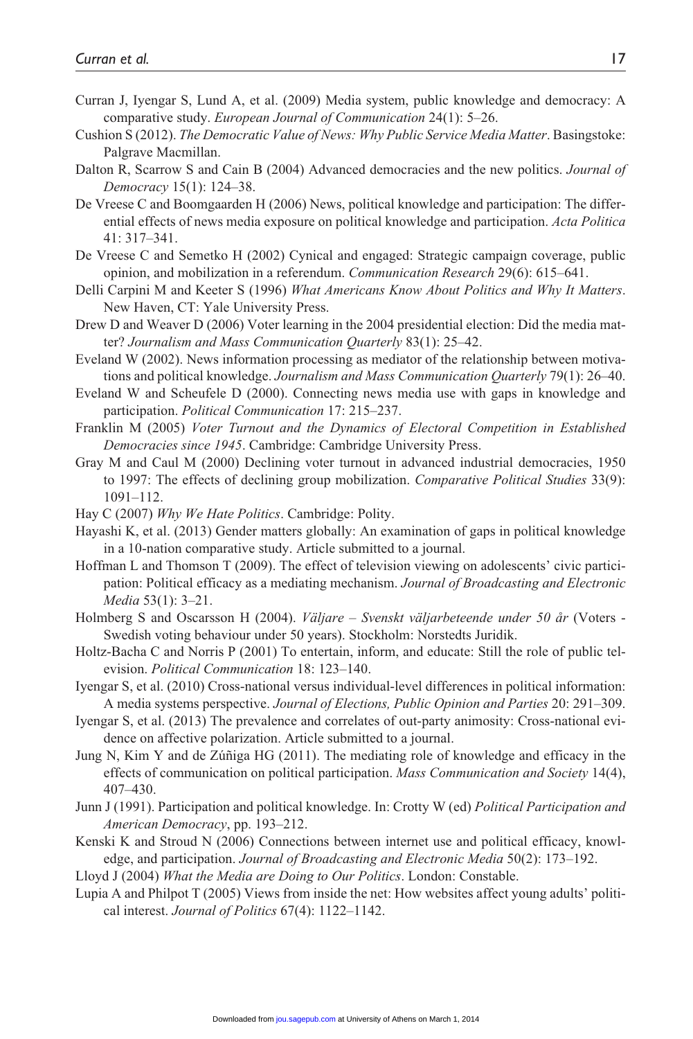Curran J, Iyengar S, Lund A, et al. (2009) Media system, public knowledge and democracy: A comparative study. *European Journal of Communication* 24(1): 5–26.

Cushion S (2012). *The Democratic Value of News: Why Public Service Media Matter*. Basingstoke: Palgrave Macmillan.

Dalton R, Scarrow S and Cain B (2004) Advanced democracies and the new politics. *Journal of Democracy* 15(1): 124–38.

De Vreese C and Boomgaarden H (2006) News, political knowledge and participation: The differential effects of news media exposure on political knowledge and participation. *Acta Politica* 41: 317–341.

De Vreese C and Semetko H (2002) Cynical and engaged: Strategic campaign coverage, public opinion, and mobilization in a referendum. *Communication Research* 29(6): 615–641.

Delli Carpini M and Keeter S (1996) *What Americans Know About Politics and Why It Matters*. New Haven, CT: Yale University Press.

Drew D and Weaver D (2006) Voter learning in the 2004 presidential election: Did the media matter? *Journalism and Mass Communication Quarterly* 83(1): 25–42.

Eveland W (2002). News information processing as mediator of the relationship between motivations and political knowledge. *Journalism and Mass Communication Quarterly* 79(1): 26–40.

Eveland W and Scheufele D (2000). Connecting news media use with gaps in knowledge and participation. *Political Communication* 17: 215–237.

Franklin M (2005) *Voter Turnout and the Dynamics of Electoral Competition in Established Democracies since 1945*. Cambridge: Cambridge University Press.

Gray M and Caul M (2000) Declining voter turnout in advanced industrial democracies, 1950 to 1997: The effects of declining group mobilization. *Comparative Political Studies* 33(9): 1091–112.

Hay C (2007) *Why We Hate Politics*. Cambridge: Polity.

Hayashi K, et al. (2013) Gender matters globally: An examination of gaps in political knowledge in a 10-nation comparative study. Article submitted to a journal.

Hoffman L and Thomson T (2009). The effect of television viewing on adolescents' civic participation: Political efficacy as a mediating mechanism. *Journal of Broadcasting and Electronic Media* 53(1): 3–21.

Holmberg S and Oscarsson H (2004). *Väljare – Svenskt väljarbeteende under 50 år* (Voters - Swedish voting behaviour under 50 years). Stockholm: Norstedts Juridik.

Holtz-Bacha C and Norris P (2001) To entertain, inform, and educate: Still the role of public television. *Political Communication* 18: 123–140.

Iyengar S, et al. (2010) Cross-national versus individual-level differences in political information: A media systems perspective. *Journal of Elections, Public Opinion and Parties* 20: 291–309.

Iyengar S, et al. (2013) The prevalence and correlates of out-party animosity: Cross-national evidence on affective polarization. Article submitted to a journal.

Jung N, Kim Y and de Zúñiga HG (2011). The mediating role of knowledge and efficacy in the effects of communication on political participation. *Mass Communication and Society* 14(4), 407–430.

Junn J (1991). Participation and political knowledge. In: Crotty W (ed) *Political Participation and American Democracy*, pp. 193–212.

Kenski K and Stroud N (2006) Connections between internet use and political efficacy, knowledge, and participation. *Journal of Broadcasting and Electronic Media* 50(2): 173–192.

Lloyd J (2004) *What the Media are Doing to Our Politics*. London: Constable.

Lupia A and Philpot T (2005) Views from inside the net: How websites affect young adults' political interest. *Journal of Politics* 67(4): 1122–1142.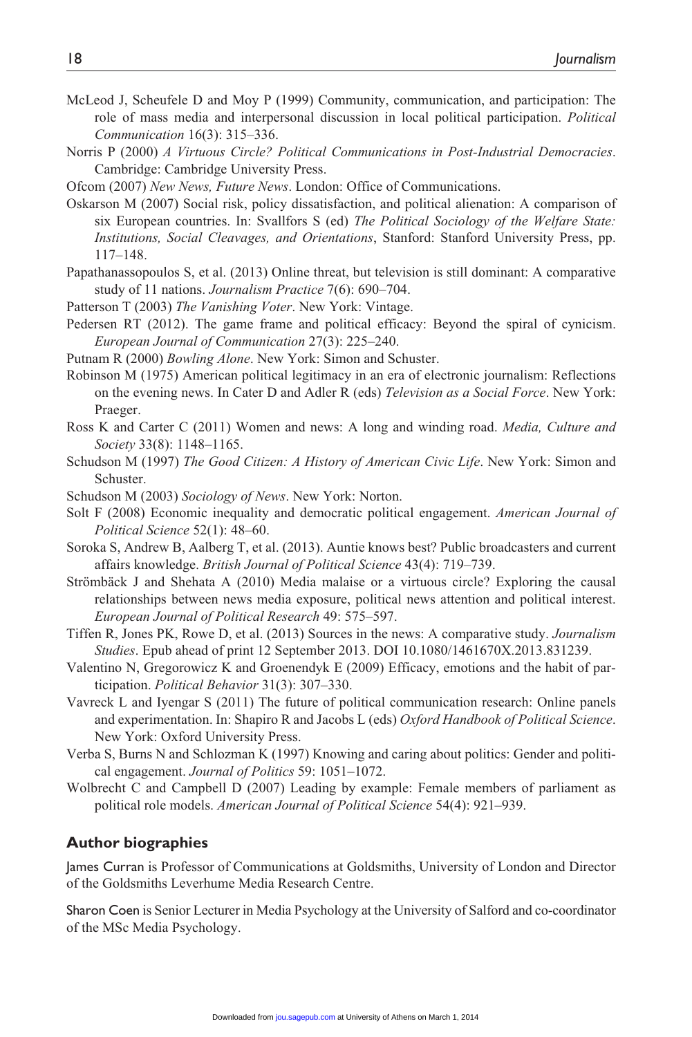McLeod J, Scheufele D and Moy P (1999) Community, communication, and participation: The role of mass media and interpersonal discussion in local political participation. *Political Communication* 16(3): 315–336.

Norris P (2000) *A Virtuous Circle? Political Communications in Post-Industrial Democracies*. Cambridge: Cambridge University Press.

Ofcom (2007) *New News, Future News*. London: Office of Communications.

Oskarson M (2007) Social risk, policy dissatisfaction, and political alienation: A comparison of six European countries. In: Svallfors S (ed) *The Political Sociology of the Welfare State: Institutions, Social Cleavages, and Orientations*, Stanford: Stanford University Press, pp. 117–148.

Papathanassopoulos S, et al. (2013) Online threat, but television is still dominant: A comparative study of 11 nations. *Journalism Practice* 7(6): 690–704.

Patterson T (2003) *The Vanishing Voter*. New York: Vintage.

Pedersen RT (2012). The game frame and political efficacy: Beyond the spiral of cynicism. *European Journal of Communication* 27(3): 225–240.

Putnam R (2000) *Bowling Alone*. New York: Simon and Schuster.

Robinson M (1975) American political legitimacy in an era of electronic journalism: Reflections on the evening news. In Cater D and Adler R (eds) *Television as a Social Force*. New York: Praeger.

Ross K and Carter C (2011) Women and news: A long and winding road. *Media, Culture and Society* 33(8): 1148–1165.

Schudson M (1997) *The Good Citizen: A History of American Civic Life*. New York: Simon and Schuster.

Schudson M (2003) *Sociology of News*. New York: Norton.

Solt F (2008) Economic inequality and democratic political engagement. *American Journal of Political Science* 52(1): 48–60.

Soroka S, Andrew B, Aalberg T, et al. (2013). Auntie knows best? Public broadcasters and current affairs knowledge. *British Journal of Political Science* 43(4): 719–739.

Strömbäck J and Shehata A (2010) Media malaise or a virtuous circle? Exploring the causal relationships between news media exposure, political news attention and political interest. *European Journal of Political Research* 49: 575–597.

Tiffen R, Jones PK, Rowe D, et al. (2013) Sources in the news: A comparative study. *Journalism Studies*. Epub ahead of print 12 September 2013. DOI 10.1080/1461670X.2013.831239.

Valentino N, Gregorowicz K and Groenendyk E (2009) Efficacy, emotions and the habit of participation. *Political Behavior* 31(3): 307–330.

Vavreck L and Iyengar S (2011) The future of political communication research: Online panels and experimentation. In: Shapiro R and Jacobs L (eds) *Oxford Handbook of Political Science*. New York: Oxford University Press.

Verba S, Burns N and Schlozman K (1997) Knowing and caring about politics: Gender and political engagement. *Journal of Politics* 59: 1051–1072.

Wolbrecht C and Campbell D (2007) Leading by example: Female members of parliament as political role models. *American Journal of Political Science* 54(4): 921–939.

## Author biographies

James Curran is Professor of Communications at Goldsmiths, University of London and Director of the Goldsmiths Leverhume Media Research Centre.

Sharon Coen is Senior Lecturer in Media Psychology at the University of Salford and co-coordinator of the MSc Media Psychology.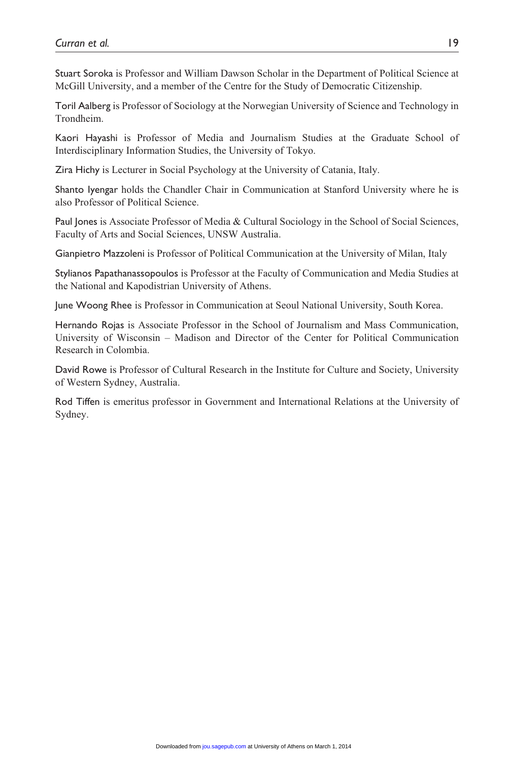Stuart Soroka is Professor and William Dawson Scholar in the Department of Political Science at McGill University, and a member of the Centre for the Study of Democratic Citizenship.

Toril Aalberg is Professor of Sociology at the Norwegian University of Science and Technology in Trondheim.

Kaori Hayashi is Professor of Media and Journalism Studies at the Graduate School of Interdisciplinary Information Studies, the University of Tokyo.

Zira Hichy is Lecturer in Social Psychology at the University of Catania, Italy.

Shanto Iyengar holds the Chandler Chair in Communication at Stanford University where he is also Professor of Political Science.

Paul Jones is Associate Professor of Media & Cultural Sociology in the School of Social Sciences, Faculty of Arts and Social Sciences, UNSW Australia.

Gianpietro Mazzoleni is Professor of Political Communication at the University of Milan, Italy

Stylianos Papathanassopoulos is Professor at the Faculty of Communication and Media Studies at the National and Kapodistrian University of Athens.

June Woong Rhee is Professor in Communication at Seoul National University, South Korea.

Hernando Rojas is Associate Professor in the School of Journalism and Mass Communication, University of Wisconsin – Madison and Director of the Center for Political Communication Research in Colombia.

David Rowe is Professor of Cultural Research in the Institute for Culture and Society, University of Western Sydney, Australia.

Rod Tiffen is emeritus professor in Government and International Relations at the University of Sydney.